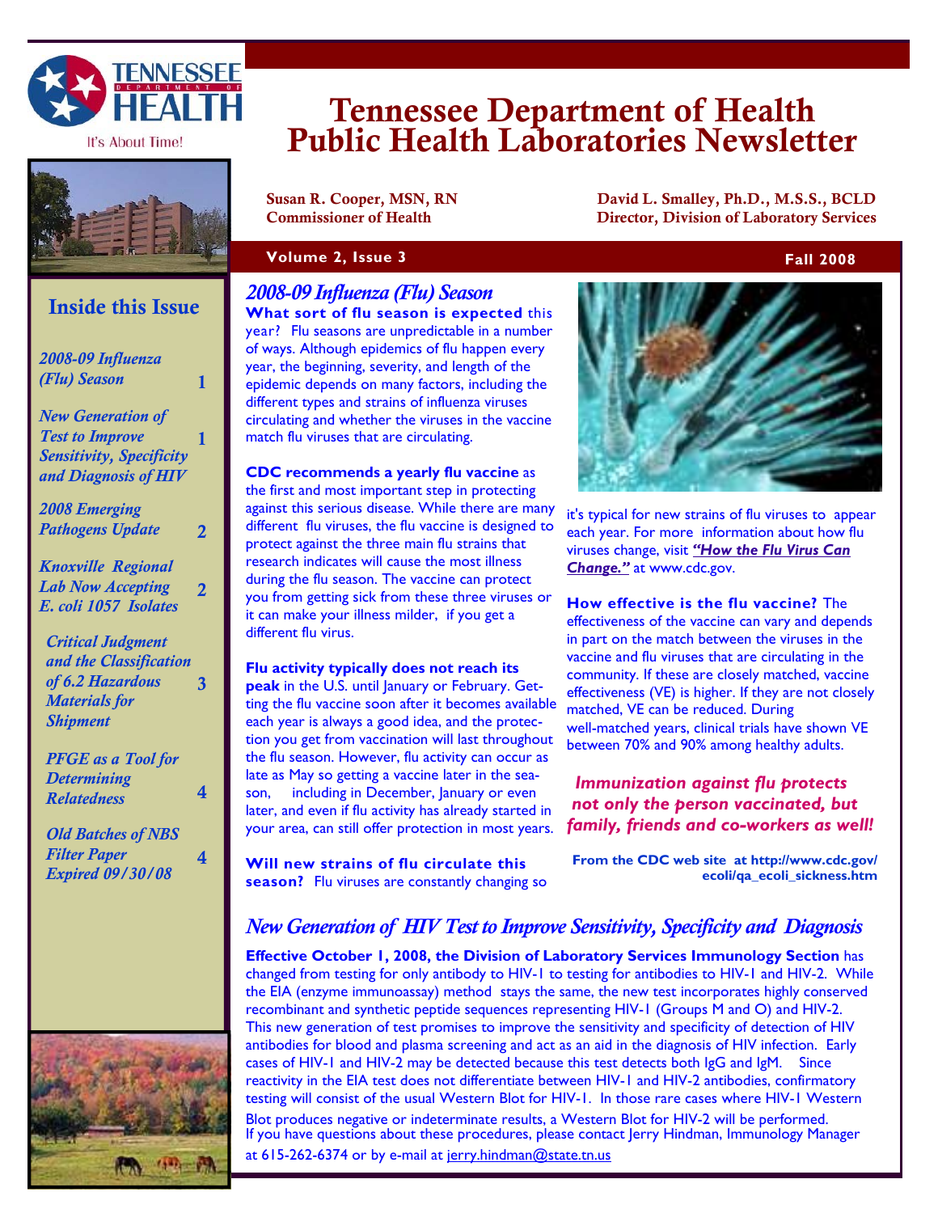# Tennessee Department of Health Public Health Laboratories Newsletter

**Susan R. Cooper, MSN, RN**
**Commissioner of Health**

**David L. Smalley, Ph.D., M.S.S., BCLD**
**Director, Division of Laboratory Services**

**Volume 2, Issue 3** — **Fall 2008**

## Inside this Issue

- *2008-09 Influenza (Flu) Season* — 1
- *New Generation of Test to Improve Sensitivity, Specificity and Diagnosis of HIV* — 1
- *2008 Emerging Pathogens Update* — 2
- *Knoxville Regional Lab Now Accepting E. coli 1057 Isolates* — 2
- *Critical Judgment and the Classification of 6.2 Hazardous Materials for Shipment* — 3
- *PFGE as a Tool for Determining Relatedness* — 4
- *Old Batches of NBS Filter Paper Expired 09/30/08* — 4

## *2008-09 Influenza (Flu) Season*

**What sort of flu season is expected** this year? Flu seasons are unpredictable in a number of ways. Although epidemics of flu happen every year, the beginning, severity, and length of the epidemic depends on many factors, including the different types and strains of influenza viruses circulating and whether the viruses in the vaccine match flu viruses that are circulating.

**CDC recommends a yearly flu vaccine** as the first and most important step in protecting against this serious disease. While there are many different flu viruses, the flu vaccine is designed to protect against the three main flu strains that research indicates will cause the most illness during the flu season. The vaccine can protect you from getting sick from these three viruses or it can make your illness milder, if you get a different flu virus.

**Flu activity typically does not reach its peak** in the U.S. until January or February. Getting the flu vaccine soon after it becomes available each year is always a good idea, and the protection you get from vaccination will last throughout the flu season. However, flu activity can occur as late as May so getting a vaccine later in the season, including in December, January or even later, and even if flu activity has already started in your area, can still offer protection in most years.

**Will new strains of flu circulate this season?** Flu viruses are constantly changing so it's typical for new strains of flu viruses to appear each year. For more information about how flu viruses change, visit ***"How the Flu Virus Can Change."*** at www.cdc.gov.

**How effective is the flu vaccine?** The effectiveness of the vaccine can vary and depends in part on the match between the viruses in the vaccine and flu viruses that are circulating in the community. If these are closely matched, vaccine effectiveness (VE) is higher. If they are not closely matched, VE can be reduced. During well-matched years, clinical trials have shown VE between 70% and 90% among healthy adults.

***Immunization against flu protects not only the person vaccinated, but family, friends and co-workers as well!***

**From the CDC web site at http://www.cdc.gov/ecoli/qa_ecoli_sickness.htm**

## *New Generation of HIV Test to Improve Sensitivity, Specificity and Diagnosis*

**Effective October 1, 2008, the Division of Laboratory Services Immunology Section** has changed from testing for only antibody to HIV-1 to testing for antibodies to HIV-1 and HIV-2. While the EIA (enzyme immunoassay) method stays the same, the new test incorporates highly conserved recombinant and synthetic peptide sequences representing HIV-1 (Groups M and O) and HIV-2. This new generation of test promises to improve the sensitivity and specificity of detection of HIV antibodies for blood and plasma screening and act as an aid in the diagnosis of HIV infection. Early cases of HIV-1 and HIV-2 may be detected because this test detects both IgG and IgM. Since reactivity in the EIA test does not differentiate between HIV-1 and HIV-2 antibodies, confirmatory testing will consist of the usual Western Blot for HIV-1. In those rare cases where HIV-1 Western Blot produces negative or indeterminate results, a Western Blot for HIV-2 will be performed. If you have questions about these procedures, please contact Jerry Hindman, Immunology Manager at 615-262-6374 or by e-mail at jerry.hindman@state.tn.us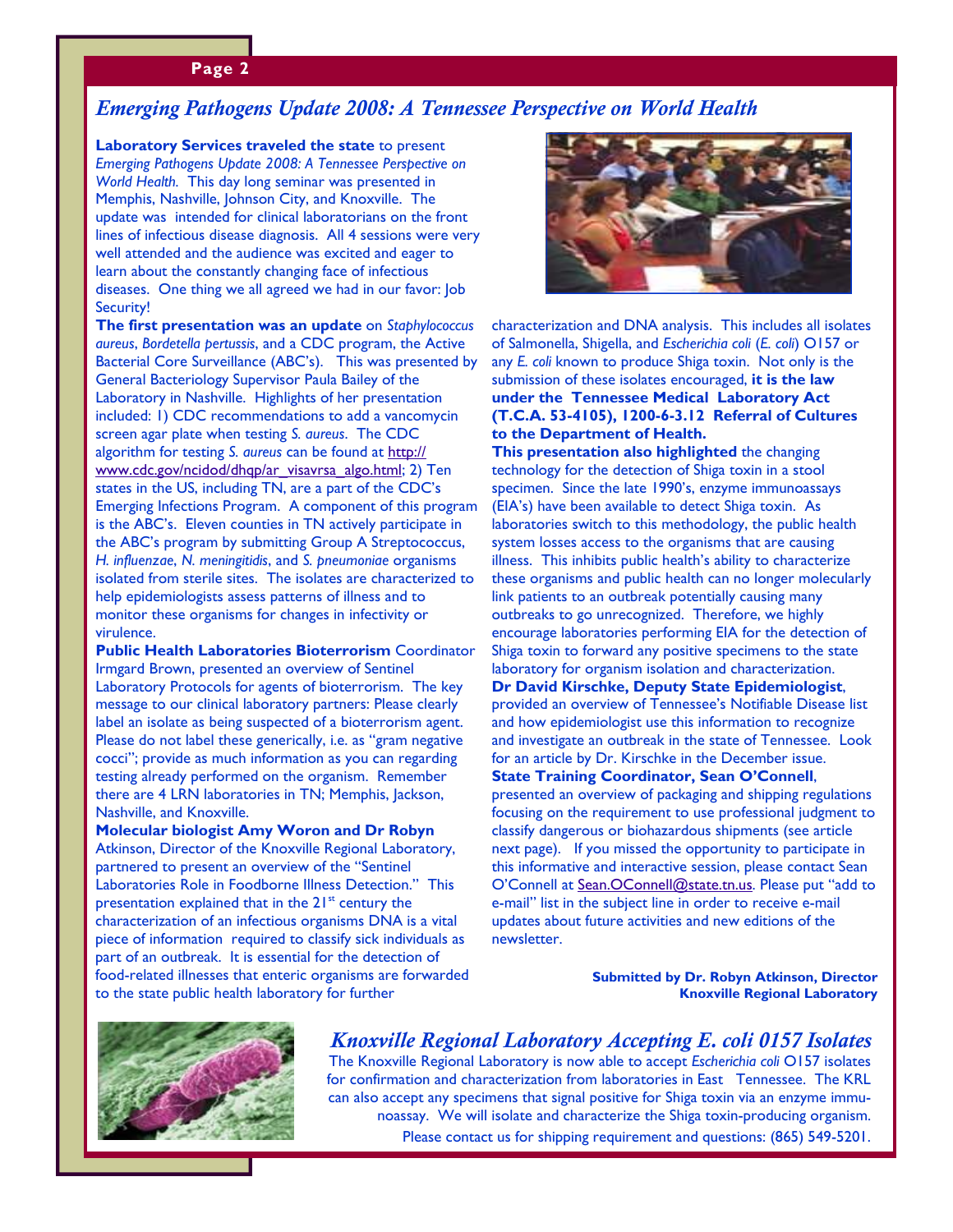## *Emerging Pathogens Update 2008: A Tennessee Perspective on World Health*

**Laboratory Services traveled the state** to present *Emerging Pathogens Update 2008: A Tennessee Perspective on World Health.* This day long seminar was presented in Memphis, Nashville, Johnson City, and Knoxville. The update was intended for clinical laboratorians on the front lines of infectious disease diagnosis. All 4 sessions were very well attended and the audience was excited and eager to learn about the constantly changing face of infectious diseases. One thing we all agreed we had in our favor: Job Security!

**The first presentation was an update** on *Staphylococcus aureus*, *Bordetella pertussis*, and a CDC program, the Active Bacterial Core Surveillance (ABC's). This was presented by General Bacteriology Supervisor Paula Bailey of the Laboratory in Nashville. Highlights of her presentation included: 1) CDC recommendations to add a vancomycin screen agar plate when testing *S. aureus*. The CDC algorithm for testing *S. aureus* can be found at http://www.cdc.gov/ncidod/dhqp/ar_visavrsa_algo.html; 2) Ten states in the US, including TN, are a part of the CDC's Emerging Infections Program. A component of this program is the ABC's. Eleven counties in TN actively participate in the ABC's program by submitting Group A Streptococcus, *H. influenzae*, *N. meningitidis*, and *S. pneumoniae* organisms isolated from sterile sites. The isolates are characterized to help epidemiologists assess patterns of illness and to monitor these organisms for changes in infectivity or virulence.

**Public Health Laboratories Bioterrorism** Coordinator Irmgard Brown, presented an overview of Sentinel Laboratory Protocols for agents of bioterrorism. The key message to our clinical laboratory partners: Please clearly label an isolate as being suspected of a bioterrorism agent. Please do not label these generically, i.e. as "gram negative cocci"; provide as much information as you can regarding testing already performed on the organism. Remember there are 4 LRN laboratories in TN; Memphis, Jackson, Nashville, and Knoxville.

**Molecular biologist Amy Woron and Dr Robyn** Atkinson, Director of the Knoxville Regional Laboratory, partnered to present an overview of the "Sentinel Laboratories Role in Foodborne Illness Detection." This presentation explained that in the 21st century the characterization of an infectious organisms DNA is a vital piece of information required to classify sick individuals as part of an outbreak. It is essential for the detection of food-related illnesses that enteric organisms are forwarded to the state public health laboratory for further characterization and DNA analysis. This includes all isolates of Salmonella, Shigella, and *Escherichia coli* (*E. coli*) O157 or any *E. coli* known to produce Shiga toxin. Not only is the submission of these isolates encouraged, **it is the law under the Tennessee Medical Laboratory Act (T.C.A. 53-4105), 1200-6-3.12 Referral of Cultures to the Department of Health.**

**This presentation also highlighted** the changing technology for the detection of Shiga toxin in a stool specimen. Since the late 1990's, enzyme immunoassays (EIA's) have been available to detect Shiga toxin. As laboratories switch to this methodology, the public health system losses access to the organisms that are causing illness. This inhibits public health's ability to characterize these organisms and public health can no longer molecularly link patients to an outbreak potentially causing many outbreaks to go unrecognized. Therefore, we highly encourage laboratories performing EIA for the detection of Shiga toxin to forward any positive specimens to the state laboratory for organism isolation and characterization.

**Dr David Kirschke, Deputy State Epidemiologist**, provided an overview of Tennessee's Notifiable Disease list and how epidemiologist use this information to recognize and investigate an outbreak in the state of Tennessee. Look for an article by Dr. Kirschke in the December issue.

**State Training Coordinator, Sean O'Connell**, presented an overview of packaging and shipping regulations focusing on the requirement to use professional judgment to classify dangerous or biohazardous shipments (see article next page). If you missed the opportunity to participate in this informative and interactive session, please contact Sean O'Connell at Sean.OConnell@state.tn.us. Please put "add to e-mail" list in the subject line in order to receive e-mail updates about future activities and new editions of the newsletter.

**Submitted by Dr. Robyn Atkinson, Director**
**Knoxville Regional Laboratory**

## *Knoxville Regional Laboratory Accepting E. coli 0157 Isolates*

The Knoxville Regional Laboratory is now able to accept *Escherichia coli* O157 isolates for confirmation and characterization from laboratories in East Tennessee. The KRL can also accept any specimens that signal positive for Shiga toxin via an enzyme immunoassay. We will isolate and characterize the Shiga toxin-producing organism. Please contact us for shipping requirement and questions: (865) 549-5201.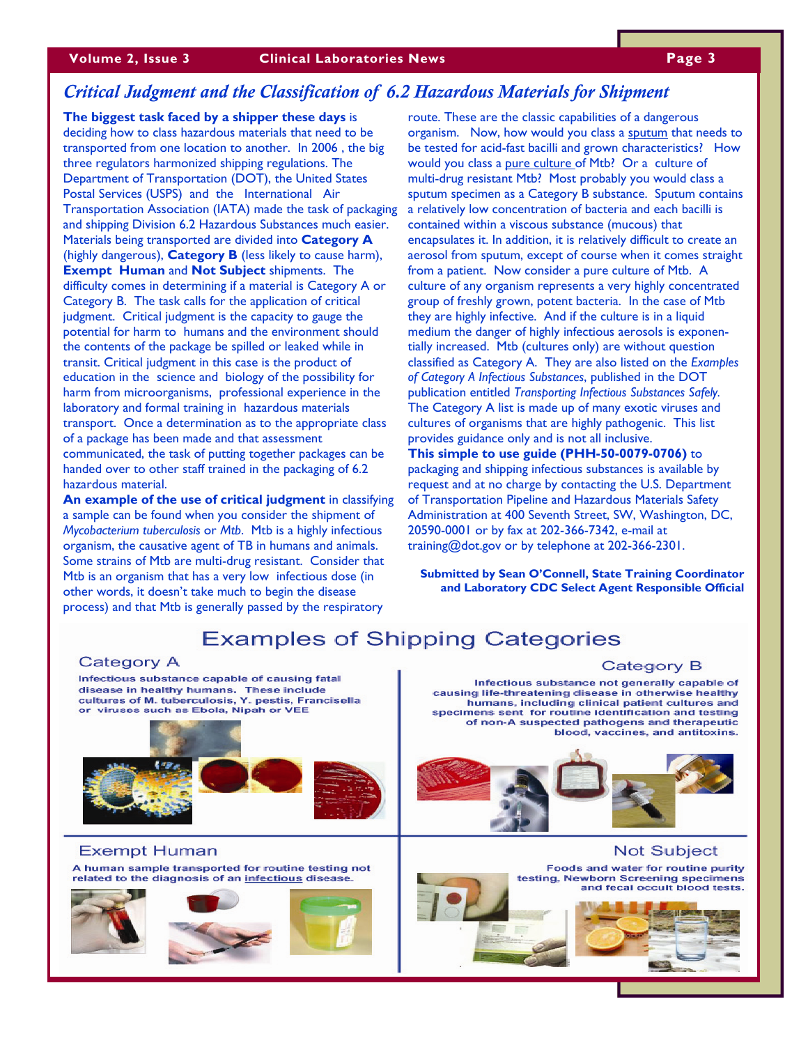## *Critical Judgment and the Classification of 6.2 Hazardous Materials for Shipment*

**The biggest task faced by a shipper these days** is deciding how to class hazardous materials that need to be transported from one location to another. In 2006 , the big three regulators harmonized shipping regulations. The Department of Transportation (DOT), the United States Postal Services (USPS) and the International Air Transportation Association (IATA) made the task of packaging and shipping Division 6.2 Hazardous Substances much easier. Materials being transported are divided into **Category A** (highly dangerous), **Category B** (less likely to cause harm), **Exempt Human** and **Not Subject** shipments. The difficulty comes in determining if a material is Category A or Category B. The task calls for the application of critical judgment. Critical judgment is the capacity to gauge the potential for harm to humans and the environment should the contents of the package be spilled or leaked while in transit. Critical judgment in this case is the product of education in the science and biology of the possibility for harm from microorganisms, professional experience in the laboratory and formal training in hazardous materials transport. Once a determination as to the appropriate class of a package has been made and that assessment communicated, the task of putting together packages can be handed over to other staff trained in the packaging of 6.2 hazardous material.

**An example of the use of critical judgment** in classifying a sample can be found when you consider the shipment of *Mycobacterium tuberculosis* or *Mtb*. Mtb is a highly infectious organism, the causative agent of TB in humans and animals. Some strains of Mtb are multi-drug resistant. Consider that Mtb is an organism that has a very low infectious dose (in other words, it doesn't take much to begin the disease process) and that Mtb is generally passed by the respiratory route. These are the classic capabilities of a dangerous organism. Now, how would you class a sputum that needs to be tested for acid-fast bacilli and grown characteristics? How would you class a pure culture of Mtb? Or a culture of multi-drug resistant Mtb? Most probably you would class a sputum specimen as a Category B substance. Sputum contains a relatively low concentration of bacteria and each bacilli is contained within a viscous substance (mucous) that encapsulates it. In addition, it is relatively difficult to create an aerosol from sputum, except of course when it comes straight from a patient. Now consider a pure culture of Mtb. A culture of any organism represents a very highly concentrated group of freshly grown, potent bacteria. In the case of Mtb they are highly infective. And if the culture is in a liquid medium the danger of highly infectious aerosols is exponentially increased. Mtb (cultures only) are without question classified as Category A. They are also listed on the *Examples of Category A Infectious Substances*, published in the DOT publication entitled *Transporting Infectious Substances Safely*. The Category A list is made up of many exotic viruses and cultures of organisms that are highly pathogenic. This list provides guidance only and is not all inclusive.

**This simple to use guide (PHH-50-0079-0706)** to packaging and shipping infectious substances is available by request and at no charge by contacting the U.S. Department of Transportation Pipeline and Hazardous Materials Safety Administration at 400 Seventh Street, SW, Washington, DC, 20590-0001 or by fax at 202-366-7342, e-mail at training@dot.gov or by telephone at 202-366-2301.

**Submitted by Sean O'Connell, State Training Coordinator and Laboratory CDC Select Agent Responsible Official**

## Examples of Shipping Categories

### Category A

Infectious substance capable of causing fatal disease in healthy humans. These include cultures of M. tuberculosis, Y. pestis, Francisella or viruses such as Ebola, Nipah or VEE

### Category B

Infectious substance not generally capable of causing life-threatening disease in otherwise healthy humans, including clinical patient cultures and specimens sent for routine identification and testing of non-A suspected pathogens and therapeutic blood, vaccines, and antitoxins.

### Exempt Human

A human sample transported for routine testing not related to the diagnosis of an infectious disease.

### Not Subject

Foods and water for routine purity testing, Newborn Screening specimens and fecal occult blood tests.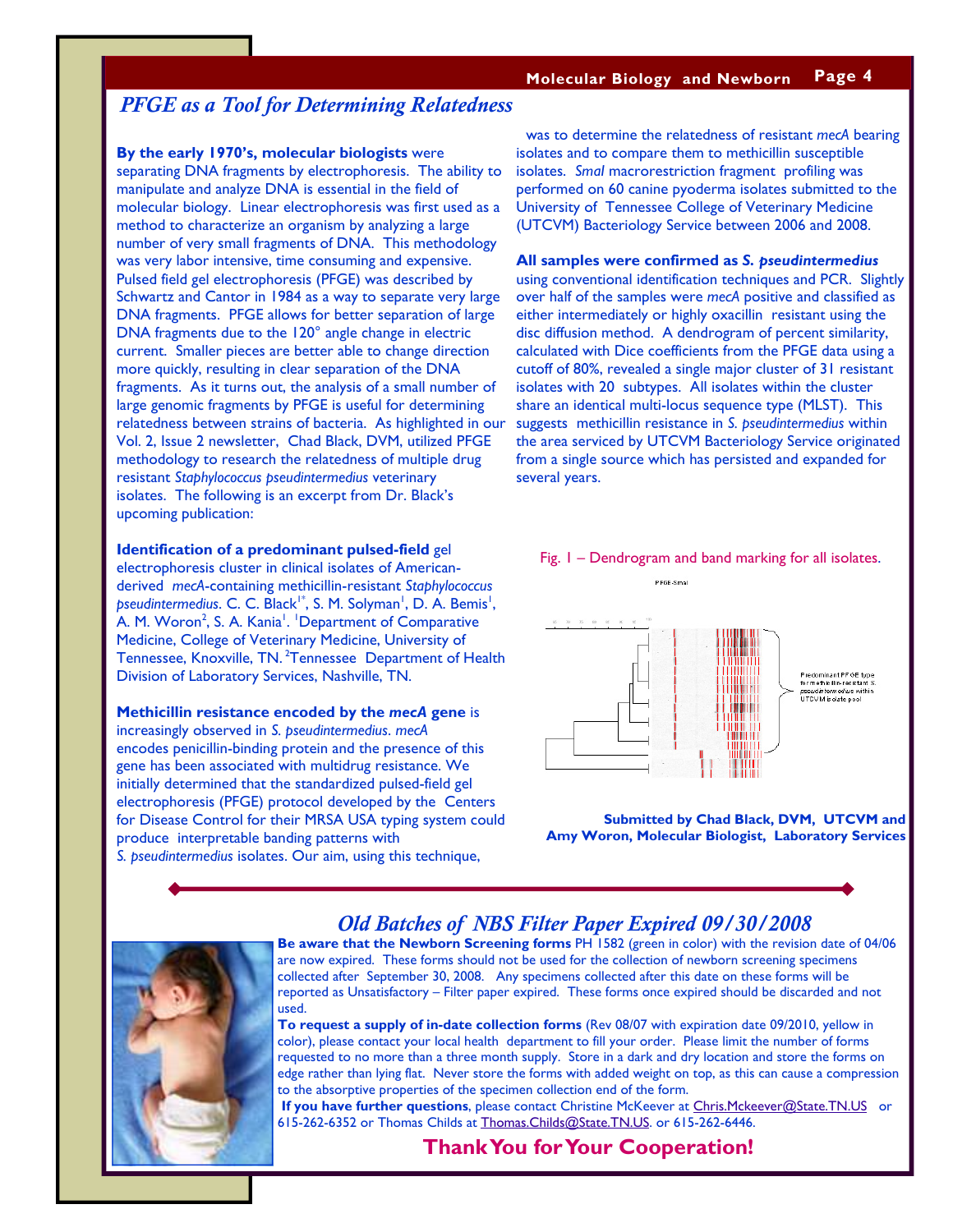## PFGE as a Tool for Determining Relatedness

**By the early 1970's, molecular biologists** were separating DNA fragments by electrophoresis. The ability to manipulate and analyze DNA is essential in the field of molecular biology. Linear electrophoresis was first used as a method to characterize an organism by analyzing a large number of very small fragments of DNA. This methodology was very labor intensive, time consuming and expensive. Pulsed field gel electrophoresis (PFGE) was described by Schwartz and Cantor in 1984 as a way to separate very large DNA fragments. PFGE allows for better separation of large DNA fragments due to the 120° angle change in electric current. Smaller pieces are better able to change direction more quickly, resulting in clear separation of the DNA fragments. As it turns out, the analysis of a small number of large genomic fragments by PFGE is useful for determining relatedness between strains of bacteria. As highlighted in our Vol. 2, Issue 2 newsletter, Chad Black, DVM, utilized PFGE methodology to research the relatedness of multiple drug resistant *Staphylococcus pseudintermedius* veterinary isolates. The following is an excerpt from Dr. Black's upcoming publication:

**Identification of a predominant pulsed-field** gel electrophoresis cluster in clinical isolates of American-derived *mecA*-containing methicillin-resistant *Staphylococcus pseudintermedius*. C. C. Black[1*], S. M. Solyman[1], D. A. Bemis[1], A. M. Woron[2], S. A. Kania[1]. [1]Department of Comparative Medicine, College of Veterinary Medicine, University of Tennessee, Knoxville, TN. [2]Tennessee Department of Health Division of Laboratory Services, Nashville, TN.

**Methicillin resistance encoded by the *mecA* gene** is increasingly observed in *S. pseudintermedius*. *mecA* encodes penicillin-binding protein and the presence of this gene has been associated with multidrug resistance. We initially determined that the standardized pulsed-field gel electrophoresis (PFGE) protocol developed by the Centers for Disease Control for their MRSA USA typing system could produce interpretable banding patterns with *S. pseudintermedius* isolates. Our aim, using this technique, was to determine the relatedness of resistant *mecA* bearing isolates and to compare them to methicillin susceptible isolates. *SmaI* macrorestriction fragment profiling was performed on 60 canine pyoderma isolates submitted to the University of Tennessee College of Veterinary Medicine (UTCVM) Bacteriology Service between 2006 and 2008.

**All samples were confirmed as *S. pseudintermedius*** using conventional identification techniques and PCR. Slightly over half of the samples were *mecA* positive and classified as either intermediately or highly oxacillin resistant using the disc diffusion method. A dendrogram of percent similarity, calculated with Dice coefficients from the PFGE data using a cutoff of 80%, revealed a single major cluster of 31 resistant isolates with 20 subtypes. All isolates within the cluster share an identical multi-locus sequence type (MLST). This suggests methicillin resistance in *S. pseudintermedius* within the area serviced by UTCVM Bacteriology Service originated from a single source which has persisted and expanded for several years.

Fig. 1 – Dendrogram and band marking for all isolates.

PFGE-SmaI

Predominant PFGE type for methicillin-resistant S. pseudintermedius within UTCVM isolate pool

**Submitted by Chad Black, DVM, UTCVM and Amy Woron, Molecular Biologist, Laboratory Services**

## Old Batches of NBS Filter Paper Expired 09/30/2008

**Be aware that the Newborn Screening forms** PH 1582 (green in color) with the revision date of 04/06 are now expired. These forms should not be used for the collection of newborn screening specimens collected after September 30, 2008. Any specimens collected after this date on these forms will be reported as Unsatisfactory – Filter paper expired. These forms once expired should be discarded and not used.

**To request a supply of in-date collection forms** (Rev 08/07 with expiration date 09/2010, yellow in color), please contact your local health department to fill your order. Please limit the number of forms requested to no more than a three month supply. Store in a dark and dry location and store the forms on edge rather than lying flat. Never store the forms with added weight on top, as this can cause a compression to the absorptive properties of the specimen collection end of the form.

**If you have further questions**, please contact Christine McKeever at Chris.Mckeever@State.TN.US or 615-262-6352 or Thomas Childs at Thomas.Childs@State.TN.US. or 615-262-6446.

**Thank You for Your Cooperation!**